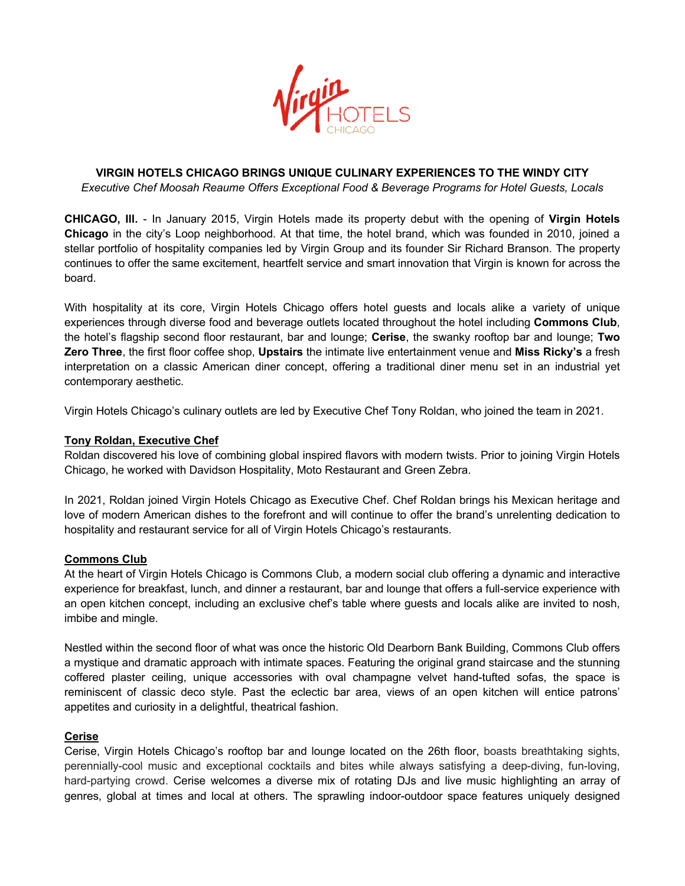# VIRGIN HOTELS CHICAGO BRINGS UNIQUE CULINARY EXPERIENCES TO THE WINDY CITY

*Executive Chef Moosah Reaume Offers Exceptional Food & Beverage Programs for Hotel Guests, Locals*

**CHICAGO, Ill.** - In January 2015, Virgin Hotels made its property debut with the opening of **Virgin Hotels Chicago** in the city's Loop neighborhood. At that time, the hotel brand, which was founded in 2010, joined a stellar portfolio of hospitality companies led by Virgin Group and its founder Sir Richard Branson. The property continues to offer the same excitement, heartfelt service and smart innovation that Virgin is known for across the board.

With hospitality at its core, Virgin Hotels Chicago offers hotel guests and locals alike a variety of unique experiences through diverse food and beverage outlets located throughout the hotel including **Commons Club**, the hotel's flagship second floor restaurant, bar and lounge; **Cerise**, the swanky rooftop bar and lounge; **Two Zero Three**, the first floor coffee shop, **Upstairs** the intimate live entertainment venue and **Miss Ricky's** a fresh interpretation on a classic American diner concept, offering a traditional diner menu set in an industrial yet contemporary aesthetic.

Virgin Hotels Chicago's culinary outlets are led by Executive Chef Tony Roldan, who joined the team in 2021.

## Tony Roldan, Executive Chef

Roldan discovered his love of combining global inspired flavors with modern twists. Prior to joining Virgin Hotels Chicago, he worked with Davidson Hospitality, Moto Restaurant and Green Zebra.

In 2021, Roldan joined Virgin Hotels Chicago as Executive Chef. Chef Roldan brings his Mexican heritage and love of modern American dishes to the forefront and will continue to offer the brand's unrelenting dedication to hospitality and restaurant service for all of Virgin Hotels Chicago's restaurants.

## Commons Club

At the heart of Virgin Hotels Chicago is Commons Club, a modern social club offering a dynamic and interactive experience for breakfast, lunch, and dinner a restaurant, bar and lounge that offers a full-service experience with an open kitchen concept, including an exclusive chef's table where guests and locals alike are invited to nosh, imbibe and mingle.

Nestled within the second floor of what was once the historic Old Dearborn Bank Building, Commons Club offers a mystique and dramatic approach with intimate spaces. Featuring the original grand staircase and the stunning coffered plaster ceiling, unique accessories with oval champagne velvet hand-tufted sofas, the space is reminiscent of classic deco style. Past the eclectic bar area, views of an open kitchen will entice patrons' appetites and curiosity in a delightful, theatrical fashion.

## Cerise

Cerise, Virgin Hotels Chicago's rooftop bar and lounge located on the 26th floor, boasts breathtaking sights, perennially-cool music and exceptional cocktails and bites while always satisfying a deep-diving, fun-loving, hard-partying crowd. Cerise welcomes a diverse mix of rotating DJs and live music highlighting an array of genres, global at times and local at others. The sprawling indoor-outdoor space features uniquely designed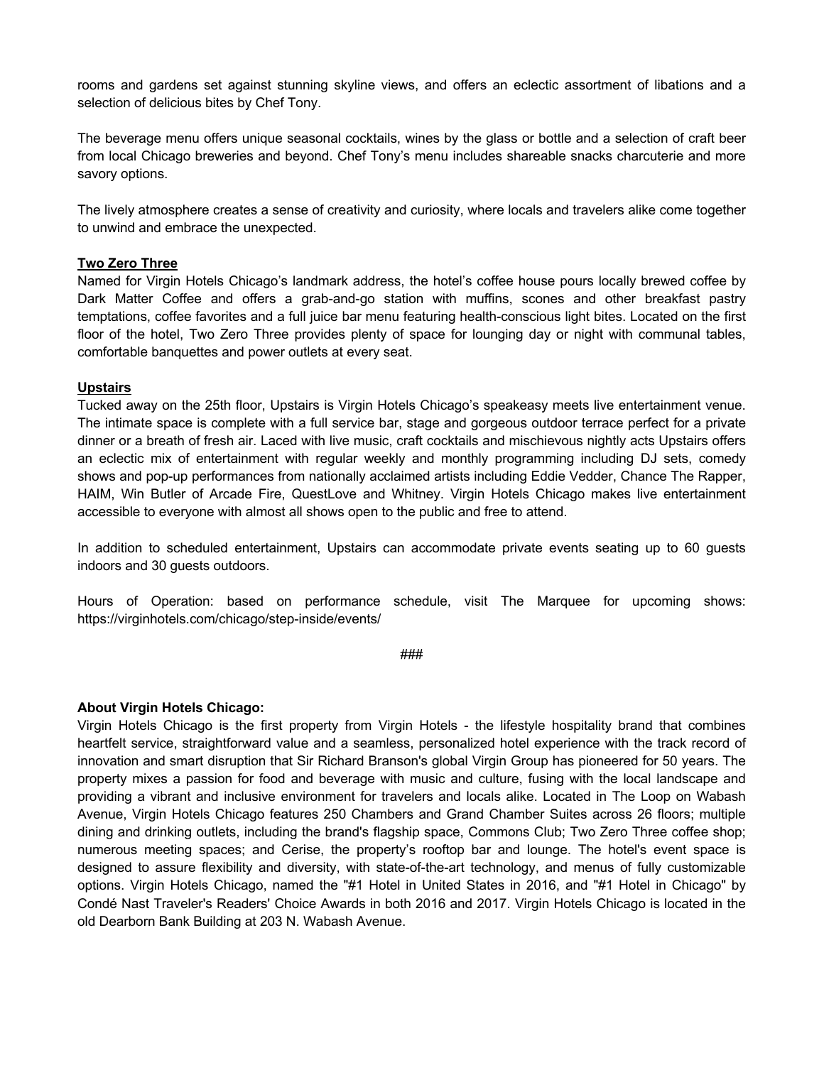rooms and gardens set against stunning skyline views, and offers an eclectic assortment of libations and a selection of delicious bites by Chef Tony.

The beverage menu offers unique seasonal cocktails, wines by the glass or bottle and a selection of craft beer from local Chicago breweries and beyond. Chef Tony's menu includes shareable snacks charcuterie and more savory options.

The lively atmosphere creates a sense of creativity and curiosity, where locals and travelers alike come together to unwind and embrace the unexpected.

**Two Zero Three**

Named for Virgin Hotels Chicago's landmark address, the hotel's coffee house pours locally brewed coffee by Dark Matter Coffee and offers a grab-and-go station with muffins, scones and other breakfast pastry temptations, coffee favorites and a full juice bar menu featuring health-conscious light bites. Located on the first floor of the hotel, Two Zero Three provides plenty of space for lounging day or night with communal tables, comfortable banquettes and power outlets at every seat.

**Upstairs**

Tucked away on the 25th floor, Upstairs is Virgin Hotels Chicago's speakeasy meets live entertainment venue. The intimate space is complete with a full service bar, stage and gorgeous outdoor terrace perfect for a private dinner or a breath of fresh air. Laced with live music, craft cocktails and mischievous nightly acts Upstairs offers an eclectic mix of entertainment with regular weekly and monthly programming including DJ sets, comedy shows and pop-up performances from nationally acclaimed artists including Eddie Vedder, Chance The Rapper, HAIM, Win Butler of Arcade Fire, QuestLove and Whitney. Virgin Hotels Chicago makes live entertainment accessible to everyone with almost all shows open to the public and free to attend.

In addition to scheduled entertainment, Upstairs can accommodate private events seating up to 60 guests indoors and 30 guests outdoors.

Hours of Operation: based on performance schedule, visit The Marquee for upcoming shows: https://virginhotels.com/chicago/step-inside/events/

###

**About Virgin Hotels Chicago:**

Virgin Hotels Chicago is the first property from Virgin Hotels - the lifestyle hospitality brand that combines heartfelt service, straightforward value and a seamless, personalized hotel experience with the track record of innovation and smart disruption that Sir Richard Branson's global Virgin Group has pioneered for 50 years. The property mixes a passion for food and beverage with music and culture, fusing with the local landscape and providing a vibrant and inclusive environment for travelers and locals alike. Located in The Loop on Wabash Avenue, Virgin Hotels Chicago features 250 Chambers and Grand Chamber Suites across 26 floors; multiple dining and drinking outlets, including the brand's flagship space, Commons Club; Two Zero Three coffee shop; numerous meeting spaces; and Cerise, the property's rooftop bar and lounge. The hotel's event space is designed to assure flexibility and diversity, with state-of-the-art technology, and menus of fully customizable options. Virgin Hotels Chicago, named the "#1 Hotel in United States in 2016, and "#1 Hotel in Chicago" by Condé Nast Traveler's Readers' Choice Awards in both 2016 and 2017. Virgin Hotels Chicago is located in the old Dearborn Bank Building at 203 N. Wabash Avenue.